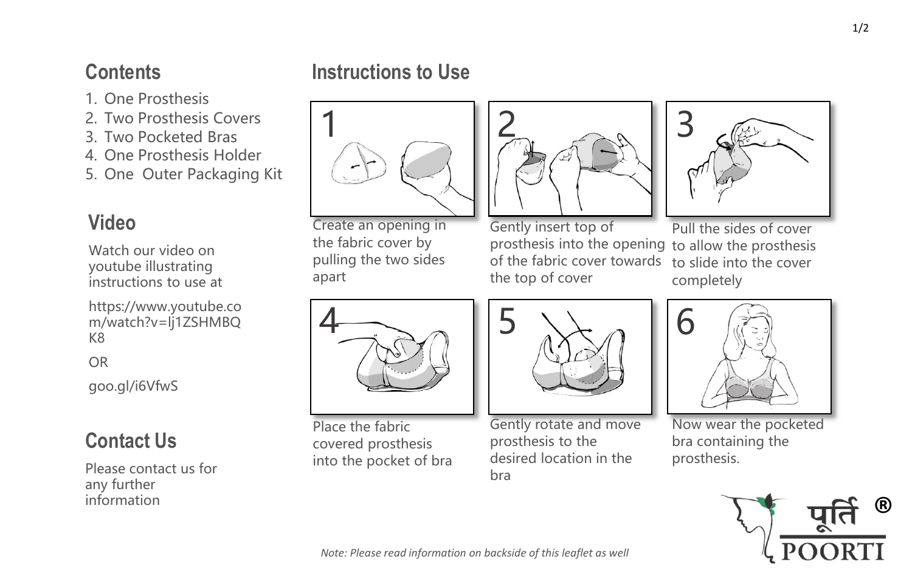## Contents

1. One Prosthesis
2. Two Prosthesis Covers
3. Two Pocketed Bras
4. One Prosthesis Holder
5. One Outer Packaging Kit

## Video

Watch our video on youtube illustrating instructions to use at

https://www.youtube.com/watch?v=lj1ZSHMBQK8

OR

goo.gl/i6VfwS

## Contact Us

Please contact us for any further information

## Instructions to Use

1. Create an opening in the fabric cover by pulling the two sides apart
2. Gently insert top of prosthesis into the opening of the fabric cover towards the top of cover
3. Pull the sides of cover to allow the prosthesis to slide into the cover completely
4. Place the fabric covered prosthesis into the pocket of bra
5. Gently rotate and move prosthesis to the desired location in the bra
6. Now wear the pocketed bra containing the prosthesis.

*Note: Please read information on backside of this leaflet as well*

पूर्ति ®
POORTI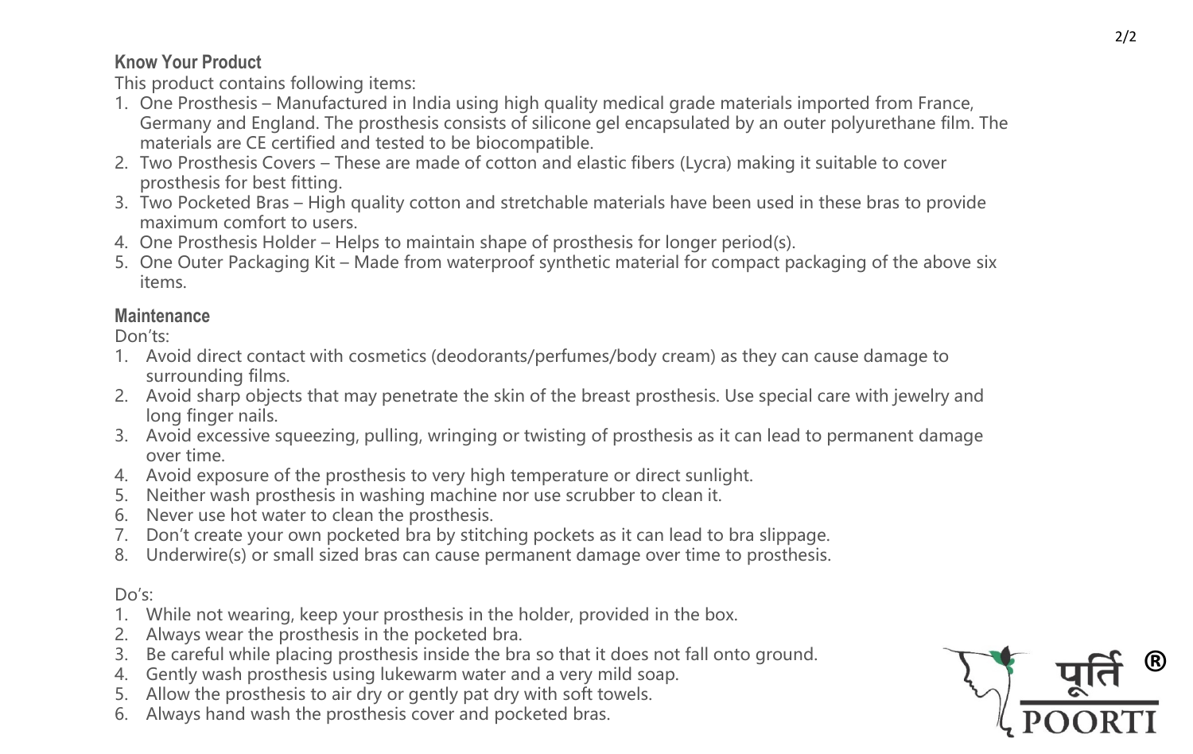## Know Your Product

This product contains following items:

1. One Prosthesis – Manufactured in India using high quality medical grade materials imported from France, Germany and England. The prosthesis consists of silicone gel encapsulated by an outer polyurethane film. The materials are CE certified and tested to be biocompatible.
2. Two Prosthesis Covers – These are made of cotton and elastic fibers (Lycra) making it suitable to cover prosthesis for best fitting.
3. Two Pocketed Bras – High quality cotton and stretchable materials have been used in these bras to provide maximum comfort to users.
4. One Prosthesis Holder – Helps to maintain shape of prosthesis for longer period(s).
5. One Outer Packaging Kit – Made from waterproof synthetic material for compact packaging of the above six items.

## Maintenance

Don'ts:

1. Avoid direct contact with cosmetics (deodorants/perfumes/body cream) as they can cause damage to surrounding films.
2. Avoid sharp objects that may penetrate the skin of the breast prosthesis. Use special care with jewelry and long finger nails.
3. Avoid excessive squeezing, pulling, wringing or twisting of prosthesis as it can lead to permanent damage over time.
4. Avoid exposure of the prosthesis to very high temperature or direct sunlight.
5. Neither wash prosthesis in washing machine nor use scrubber to clean it.
6. Never use hot water to clean the prosthesis.
7. Don't create your own pocketed bra by stitching pockets as it can lead to bra slippage.
8. Underwire(s) or small sized bras can cause permanent damage over time to prosthesis.

Do's:

1. While not wearing, keep your prosthesis in the holder, provided in the box.
2. Always wear the prosthesis in the pocketed bra.
3. Be careful while placing prosthesis inside the bra so that it does not fall onto ground.
4. Gently wash prosthesis using lukewarm water and a very mild soap.
5. Allow the prosthesis to air dry or gently pat dry with soft towels.
6. Always hand wash the prosthesis cover and pocketed bras.

पूर्ति ®
POORTI